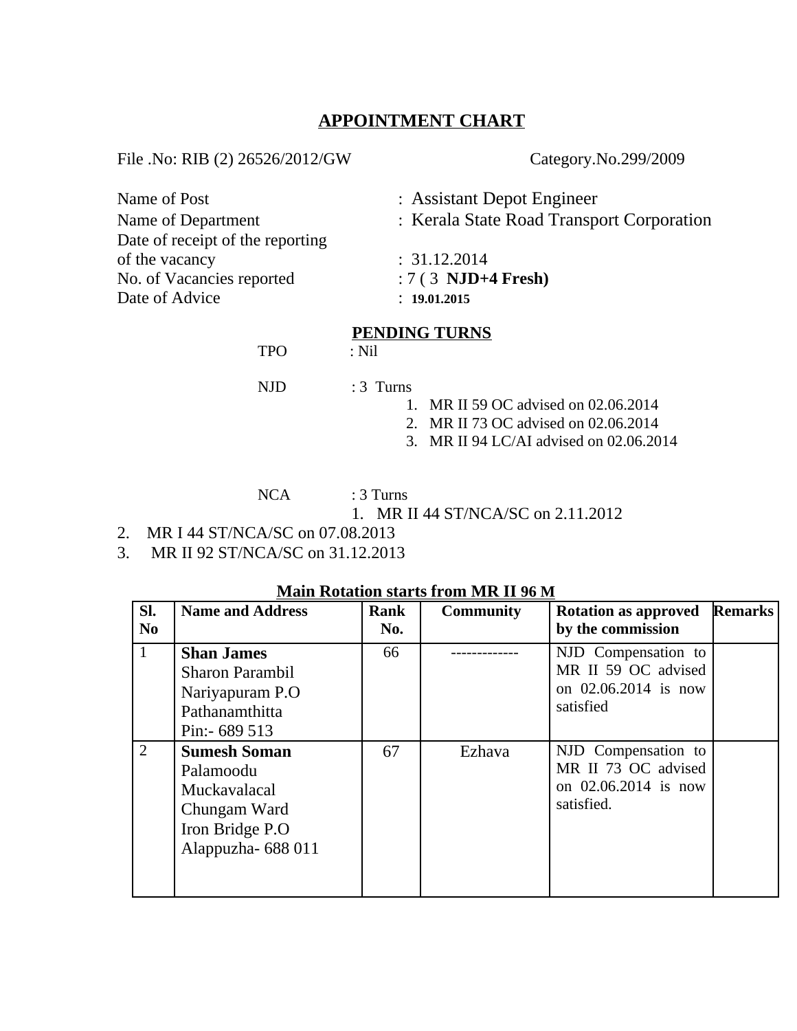# APPOINTMENT CHART

File .No: RIB (2) 26526/2012/GW Category.No.299/2009

Name of Post : Assistant Depot Engineer
Name of Department : Kerala State Road Transport Corporation
Date of receipt of the reporting of the vacancy : 31.12.2014
No. of Vacancies reported : 7 ( 3 **NJD+4 Fresh)**
Date of Advice : **19.01.2015**

## PENDING TURNS

TPO : Nil

NJD : 3 Turns

1. MR II 59 OC advised on 02.06.2014
2. MR II 73 OC advised on 02.06.2014
3. MR II 94 LC/AI advised on 02.06.2014

NCA : 3 Turns

1. MR II 44 ST/NCA/SC on 2.11.2012
2. MR I 44 ST/NCA/SC on 07.08.2013
3. MR II 92 ST/NCA/SC on 31.12.2013

**Main Rotation starts from MR II 96 M**

| Sl. No | Name and Address | Rank No. | Community | Rotation as approved by the commission | Remarks |
|---|---|---|---|---|---|
| 1 | **Shan James** Sharon Parambil Nariyapuram P.O Pathanamthitta Pin:- 689 513 | 66 | ------------- | NJD Compensation to MR II 59 OC advised on 02.06.2014 is now satisfied | |
| 2 | **Sumesh Soman** Palamoodu Muckavalacal Chungam Ward Iron Bridge P.O Alappuzha- 688 011 | 67 | Ezhava | NJD Compensation to MR II 73 OC advised on 02.06.2014 is now satisfied. | |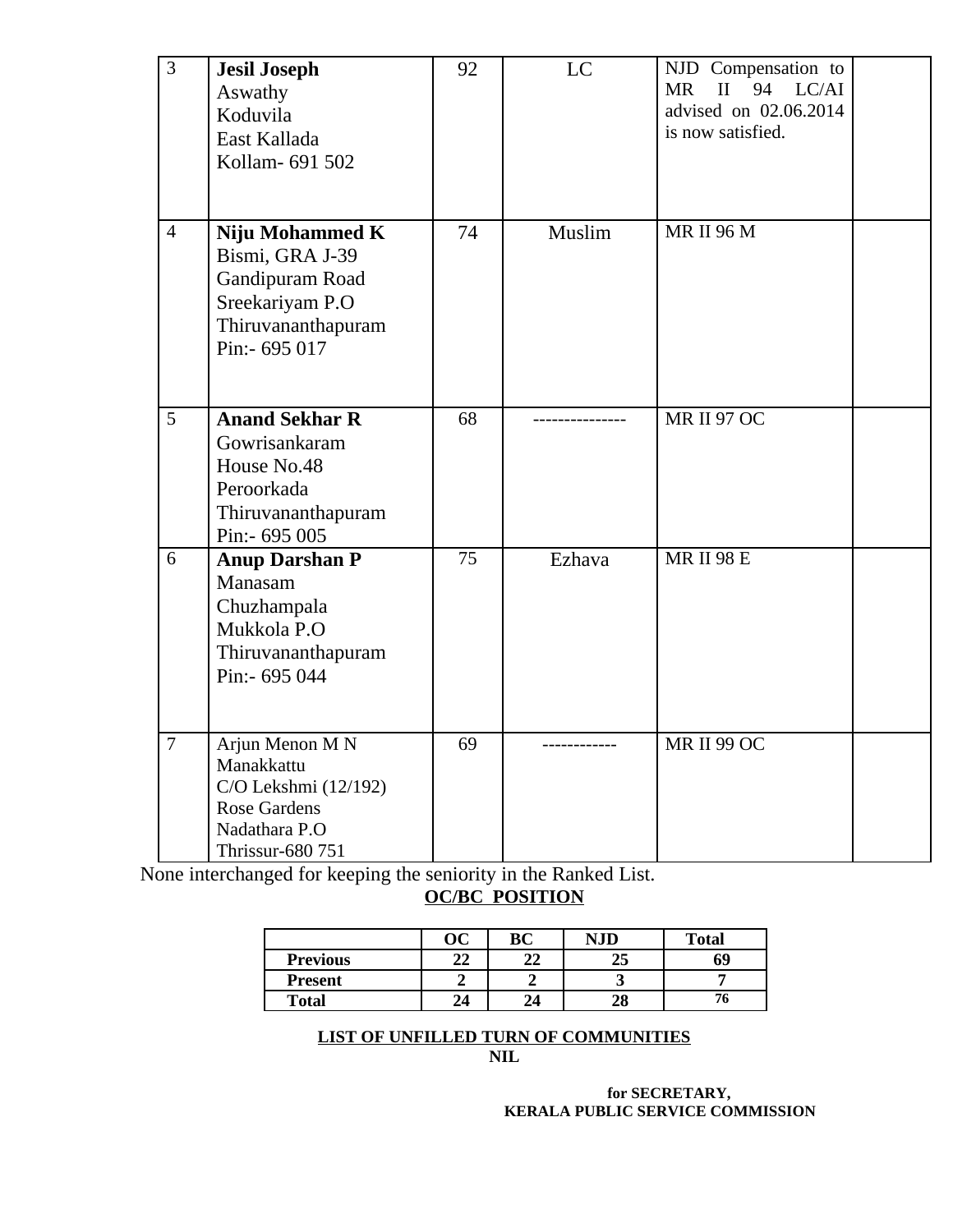| | | | | | |
|---|---|---|---|---|---|
| 3 | **Jesil Joseph**<br>Aswathy<br>Koduvila<br>East Kallada<br>Kollam- 691 502 | 92 | LC | NJD Compensation to MR II 94 LC/AI advised on 02.06.2014 is now satisfied. | |
| 4 | **Niju Mohammed K**<br>Bismi, GRA J-39<br>Gandipuram Road<br>Sreekariyam P.O<br>Thiruvananthapuram<br>Pin:- 695 017 | 74 | Muslim | MR II 96 M | |
| 5 | **Anand Sekhar R**<br>Gowrisankaram<br>House No.48<br>Peroorkada<br>Thiruvananthapuram<br>Pin:- 695 005 | 68 | -------------- | MR II 97 OC | |
| 6 | **Anup Darshan P**<br>Manasam<br>Chuzhampala<br>Mukkola P.O<br>Thiruvananthapuram<br>Pin:- 695 044 | 75 | Ezhava | MR II 98 E | |
| 7 | Arjun Menon M N<br>Manakkattu<br>C/O Lekshmi (12/192)<br>Rose Gardens<br>Nadathara P.O<br>Thrissur-680 751 | 69 | ------------ | MR II 99 OC | |

None interchanged for keeping the seniority in the Ranked List.

**OC/BC POSITION**

| | OC | BC | NJD | Total |
|---|---|---|---|---|
| **Previous** | **22** | **22** | **25** | **69** |
| **Present** | **2** | **2** | **3** | **7** |
| **Total** | **24** | **24** | **28** | **76** |

**LIST OF UNFILLED TURN OF COMMUNITIES**

**NIL**

**for SECRETARY,**
**KERALA PUBLIC SERVICE COMMISSION**